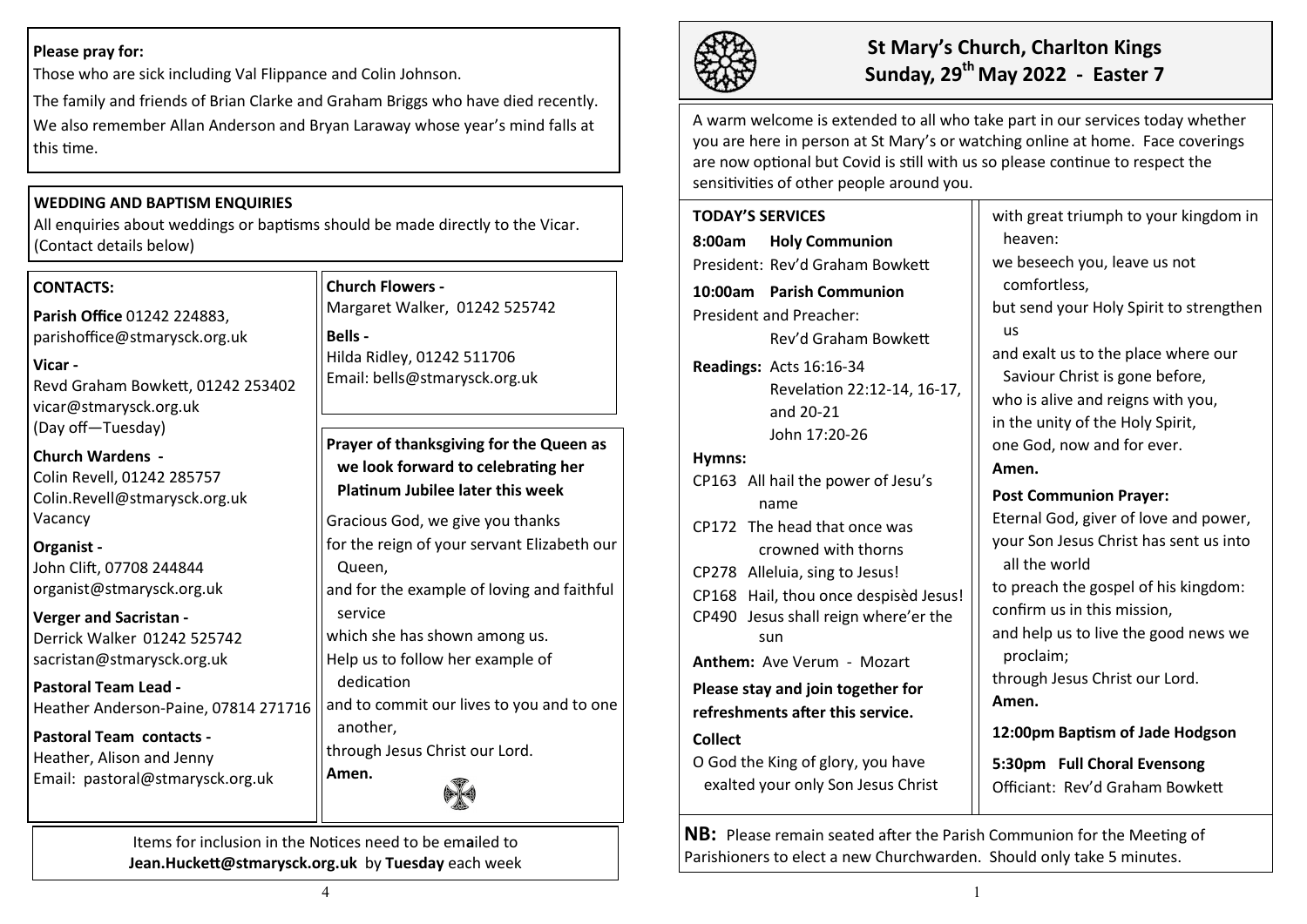## Please pray for:

Those who are sick including Val Flippance and Colin Johnson.

The family and friends of Brian Clarke and Graham Briggs who have died recently.

We also remember Allan Anderson and Bryan Laraway whose year's mind falls at this time.

## WEDDING AND BAPTISM ENQUIRIES

All enquiries about weddings or baptisms should be made directly to the Vicar. (Contact details below)

## CONTACTS:

**Parish Office** 01242 224883, parishoffice@stmarysck.org.uk

**Vicar -**
Revd Graham Bowkett, 01242 253402
vicar@stmarysck.org.uk
(Day off—Tuesday)

**Church Wardens -**
Colin Revell, 01242 285757
Colin.Revell@stmarysck.org.uk
Vacancy

**Organist -**
John Clift, 07708 244844
organist@stmarysck.org.uk

**Verger and Sacristan -**
Derrick Walker 01242 525742
sacristan@stmarysck.org.uk

**Pastoral Team Lead -**
Heather Anderson-Paine, 07814 271716

**Pastoral Team contacts -**
Heather, Alison and Jenny
Email: pastoral@stmarysck.org.uk

**Church Flowers -**
Margaret Walker, 01242 525742

**Bells -**
Hilda Ridley, 01242 511706
Email: bells@stmarysck.org.uk

**Prayer of thanksgiving for the Queen as we look forward to celebrating her Platinum Jubilee later this week**

Gracious God, we give you thanks
for the reign of your servant Elizabeth our Queen,
and for the example of loving and faithful service
which she has shown among us.
Help us to follow her example of dedication
and to commit our lives to you and to one another,
through Jesus Christ our Lord.
**Amen.**

Items for inclusion in the Notices need to be emailed to **Jean.Huckett@stmarysck.org.uk** by **Tuesday** each week

# St Mary's Church, Charlton Kings
# Sunday, 29th May 2022 - Easter 7

A warm welcome is extended to all who take part in our services today whether you are here in person at St Mary's or watching online at home. Face coverings are now optional but Covid is still with us so please continue to respect the sensitivities of other people around you.

## TODAY'S SERVICES

**8:00am Holy Communion**
President: Rev'd Graham Bowkett

**10:00am Parish Communion**
President and Preacher:
Rev'd Graham Bowkett

**Readings:** Acts 16:16-34
Revelation 22:12-14, 16-17, and 20-21
John 17:20-26

**Hymns:**
CP163 All hail the power of Jesu's name
CP172 The head that once was crowned with thorns
CP278 Alleluia, sing to Jesus!
CP168 Hail, thou once despisèd Jesus!
CP490 Jesus shall reign where'er the sun

**Anthem:** Ave Verum - Mozart

**Please stay and join together for refreshments after this service.**

**Collect**

O God the King of glory, you have exalted your only Son Jesus Christ
with great triumph to your kingdom in heaven:
we beseech you, leave us not comfortless,
but send your Holy Spirit to strengthen us
and exalt us to the place where our Saviour Christ is gone before,
who is alive and reigns with you,
in the unity of the Holy Spirit,
one God, now and for ever.
**Amen.**

**Post Communion Prayer:**

Eternal God, giver of love and power,
your Son Jesus Christ has sent us into all the world
to preach the gospel of his kingdom:
confirm us in this mission,
and help us to live the good news we proclaim;
through Jesus Christ our Lord.
**Amen.**

**12:00pm Baptism of Jade Hodgson**

**5:30pm Full Choral Evensong**
Officiant: Rev'd Graham Bowkett

**NB:** Please remain seated after the Parish Communion for the Meeting of Parishioners to elect a new Churchwarden. Should only take 5 minutes.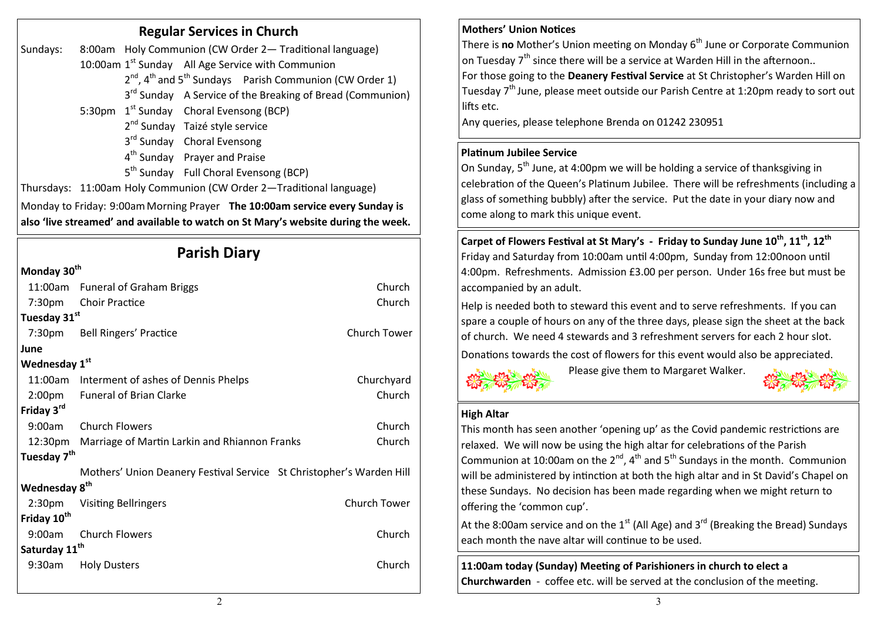## Regular Services in Church

Sundays: 8:00am Holy Communion (CW Order 2— Traditional language)

10:00am 1st Sunday All Age Service with Communion

2nd, 4th and 5th Sundays Parish Communion (CW Order 1)

3rd Sunday A Service of the Breaking of Bread (Communion)

5:30pm 1st Sunday Choral Evensong (BCP)

2nd Sunday Taizé style service

3rd Sunday Choral Evensong

4th Sunday Prayer and Praise

5th Sunday Full Choral Evensong (BCP)

Thursdays: 11:00am Holy Communion (CW Order 2—Traditional language)

Monday to Friday: 9:00am Morning Prayer **The 10:00am service every Sunday is also 'live streamed' and available to watch on St Mary's website during the week.**

## Parish Diary

**Monday 30th**

| | | |
|---|---|---|
| 11:00am | Funeral of Graham Briggs | Church |
| 7:30pm | Choir Practice | Church |

**Tuesday 31st**

| | | |
|---|---|---|
| 7:30pm | Bell Ringers' Practice | Church Tower |

**June**

**Wednesday 1st**

| | | |
|---|---|---|
| 11:00am | Interment of ashes of Dennis Phelps | Churchyard |
| 2:00pm | Funeral of Brian Clarke | Church |

**Friday 3rd**

| | | |
|---|---|---|
| 9:00am | Church Flowers | Church |
| 12:30pm | Marriage of Martin Larkin and Rhiannon Franks | Church |

**Tuesday 7th**

| | | |
|---|---|---|
| | Mothers' Union Deanery Festival Service | St Christopher's Warden Hill |

**Wednesday 8th**

| | | |
|---|---|---|
| 2:30pm | Visiting Bellringers | Church Tower |

**Friday 10th**

| | | |
|---|---|---|
| 9:00am | Church Flowers | Church |

**Saturday 11th**

| | | |
|---|---|---|
| 9:30am | Holy Dusters | Church |

### Mothers' Union Notices

There is **no** Mother's Union meeting on Monday 6th June or Corporate Communion on Tuesday 7th since there will be a service at Warden Hill in the afternoon..

For those going to the **Deanery Festival Service** at St Christopher's Warden Hill on Tuesday 7th June, please meet outside our Parish Centre at 1:20pm ready to sort out lifts etc.

Any queries, please telephone Brenda on 01242 230951

### Platinum Jubilee Service

On Sunday, 5th June, at 4:00pm we will be holding a service of thanksgiving in celebration of the Queen's Platinum Jubilee. There will be refreshments (including a glass of something bubbly) after the service. Put the date in your diary now and come along to mark this unique event.

### Carpet of Flowers Festival at St Mary's - Friday to Sunday June 10th, 11th, 12th

Friday and Saturday from 10:00am until 4:00pm, Sunday from 12:00noon until 4:00pm. Refreshments. Admission £3.00 per person. Under 16s free but must be accompanied by an adult.

Help is needed both to steward this event and to serve refreshments. If you can spare a couple of hours on any of the three days, please sign the sheet at the back of church. We need 4 stewards and 3 refreshment servers for each 2 hour slot.

Donations towards the cost of flowers for this event would also be appreciated. Please give them to Margaret Walker.

### High Altar

This month has seen another 'opening up' as the Covid pandemic restrictions are relaxed. We will now be using the high altar for celebrations of the Parish Communion at 10:00am on the 2nd, 4th and 5th Sundays in the month. Communion will be administered by intinction at both the high altar and in St David's Chapel on these Sundays. No decision has been made regarding when we might return to offering the 'common cup'.

At the 8:00am service and on the 1st (All Age) and 3rd (Breaking the Bread) Sundays each month the nave altar will continue to be used.

**11:00am today (Sunday) Meeting of Parishioners in church to elect a Churchwarden** - coffee etc. will be served at the conclusion of the meeting.